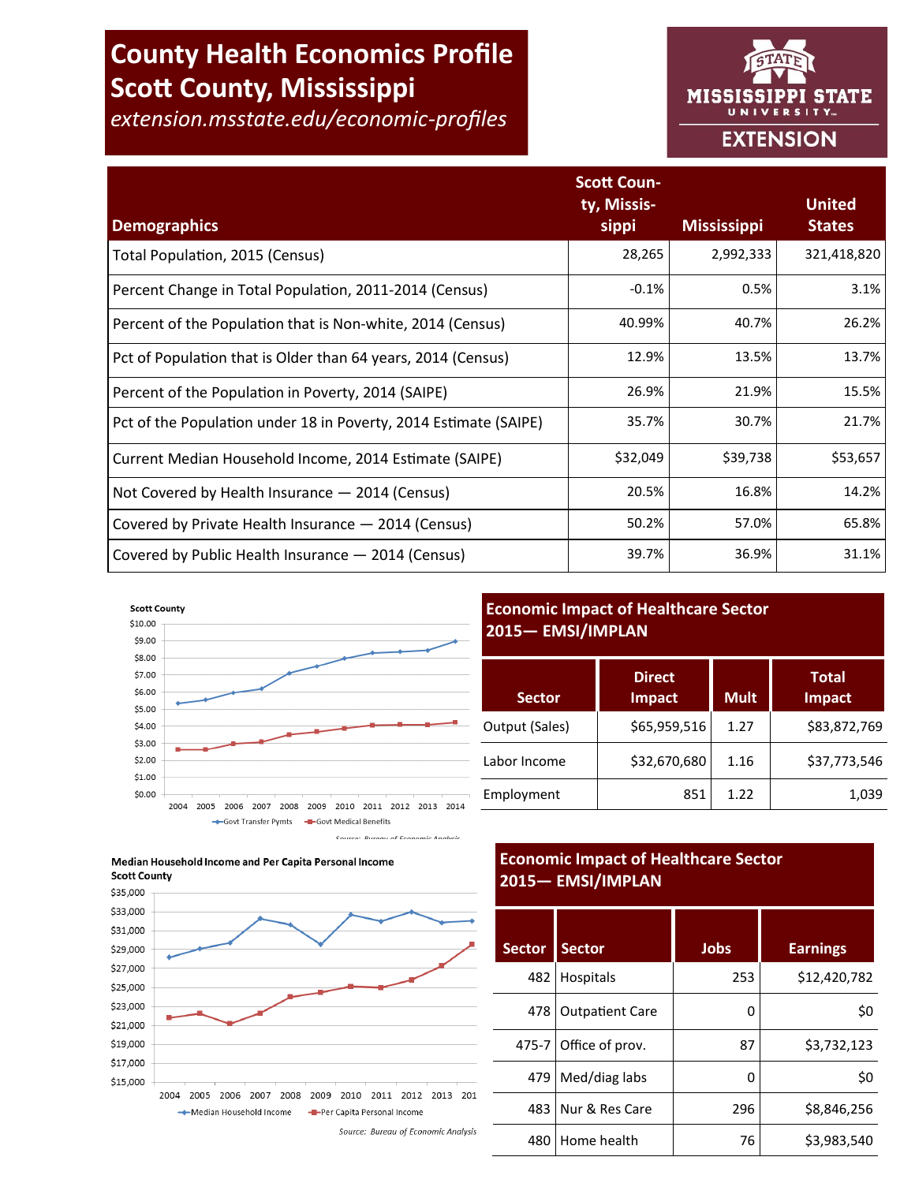# County Health Economics Profile
# Scott County, Mississippi

*extension.msstate.edu/economic-profiles*

MISSISSIPPI STATE UNIVERSITY EXTENSION

| Demographics | Scott County, Mississippi | Mississippi | United States |
|---|---|---|---|
| Total Population, 2015 (Census) | 28,265 | 2,992,333 | 321,418,820 |
| Percent Change in Total Population, 2011-2014 (Census) | -0.1% | 0.5% | 3.1% |
| Percent of the Population that is Non-white, 2014 (Census) | 40.99% | 40.7% | 26.2% |
| Pct of Population that is Older than 64 years, 2014 (Census) | 12.9% | 13.5% | 13.7% |
| Percent of the Population in Poverty, 2014 (SAIPE) | 26.9% | 21.9% | 15.5% |
| Pct of the Population under 18 in Poverty, 2014 Estimate (SAIPE) | 35.7% | 30.7% | 21.7% |
| Current Median Household Income, 2014 Estimate (SAIPE) | $32,049 | $39,738 | $53,657 |
| Not Covered by Health Insurance — 2014 (Census) | 20.5% | 16.8% | 14.2% |
| Covered by Private Health Insurance — 2014 (Census) | 50.2% | 57.0% | 65.8% |
| Covered by Public Health Insurance — 2014 (Census) | 39.7% | 36.9% | 31.1% |

Scott County

| Year | 2004 | 2005 | 2006 | 2007 | 2008 | 2009 | 2010 | 2011 | 2012 | 2013 | 2014 |
|---|---|---|---|---|---|---|---|---|---|---|---|

Legend: Govt Transfer Pymts; Govt Medical Benefits

Source: Bureau of Economic Analysis

Median Household Income and Per Capita Personal Income
Scott County

Legend: Median Household Income; Per Capita Personal Income

Source: Bureau of Economic Analysis

## Economic Impact of Healthcare Sector 2015— EMSI/IMPLAN

| Sector | Direct Impact | Mult | Total Impact |
|---|---|---|---|
| Output (Sales) | $65,959,516 | 1.27 | $83,872,769 |
| Labor Income | $32,670,680 | 1.16 | $37,773,546 |
| Employment | 851 | 1.22 | 1,039 |

## Economic Impact of Healthcare Sector 2015— EMSI/IMPLAN

| Sector | Sector | Jobs | Earnings |
|---|---|---|---|
| 482 | Hospitals | 253 | $12,420,782 |
| 478 | Outpatient Care | 0 | $0 |
| 475-7 | Office of prov. | 87 | $3,732,123 |
| 479 | Med/diag labs | 0 | $0 |
| 483 | Nur & Res Care | 296 | $8,846,256 |
| 480 | Home health | 76 | $3,983,540 |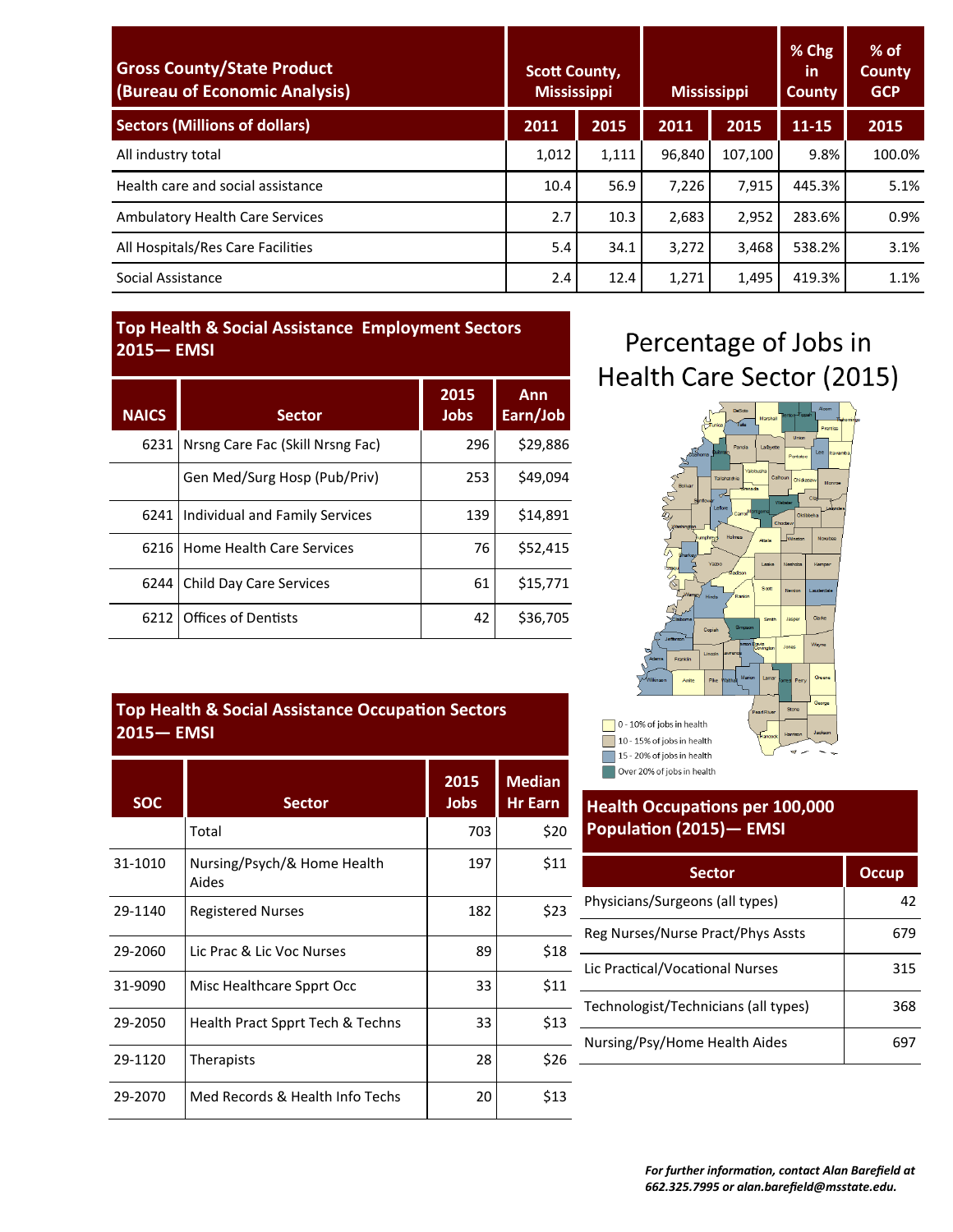| Gross County/State Product (Bureau of Economic Analysis) | Scott County, Mississippi | | Mississippi | | % Chg in County | % of County GCP |
|---|---|---|---|---|---|---|
| **Sectors (Millions of dollars)** | **2011** | **2015** | **2011** | **2015** | **11-15** | **2015** |
| All industry total | 1,012 | 1,111 | 96,840 | 107,100 | 9.8% | 100.0% |
| Health care and social assistance | 10.4 | 56.9 | 7,226 | 7,915 | 445.3% | 5.1% |
| Ambulatory Health Care Services | 2.7 | 10.3 | 2,683 | 2,952 | 283.6% | 0.9% |
| All Hospitals/Res Care Facilities | 5.4 | 34.1 | 3,272 | 3,468 | 538.2% | 3.1% |
| Social Assistance | 2.4 | 12.4 | 1,271 | 1,495 | 419.3% | 1.1% |

## Top Health & Social Assistance Employment Sectors 2015— EMSI

| NAICS | Sector | 2015 Jobs | Ann Earn/Job |
|---|---|---|---|
| 6231 | Nrsng Care Fac (Skill Nrsng Fac) | 296 | $29,886 |
| | Gen Med/Surg Hosp (Pub/Priv) | 253 | $49,094 |
| 6241 | Individual and Family Services | 139 | $14,891 |
| 6216 | Home Health Care Services | 76 | $52,415 |
| 6244 | Child Day Care Services | 61 | $15,771 |
| 6212 | Offices of Dentists | 42 | $36,705 |

## Top Health & Social Assistance Occupation Sectors 2015— EMSI

| SOC | Sector | 2015 Jobs | Median Hr Earn |
|---|---|---|---|
| | Total | 703 | $20 |
| 31-1010 | Nursing/Psych/& Home Health Aides | 197 | $11 |
| 29-1140 | Registered Nurses | 182 | $23 |
| 29-2060 | Lic Prac & Lic Voc Nurses | 89 | $18 |
| 31-9090 | Misc Healthcare Spprt Occ | 33 | $11 |
| 29-2050 | Health Pract Spprt Tech & Techns | 33 | $13 |
| 29-1120 | Therapists | 28 | $26 |
| 29-2070 | Med Records & Health Info Techs | 20 | $13 |

## Percentage of Jobs in Health Care Sector (2015)

- 0 - 10% of jobs in health
- 10 - 15% of jobs in health
- 15 - 20% of jobs in health
- Over 20% of jobs in health

## Health Occupations per 100,000 Population (2015)— EMSI

| Sector | Occup |
|---|---|
| Physicians/Surgeons (all types) | 42 |
| Reg Nurses/Nurse Pract/Phys Assts | 679 |
| Lic Practical/Vocational Nurses | 315 |
| Technologist/Technicians (all types) | 368 |
| Nursing/Psy/Home Health Aides | 697 |

*For further information, contact Alan Barefield at 662.325.7995 or alan.barefield@msstate.edu.*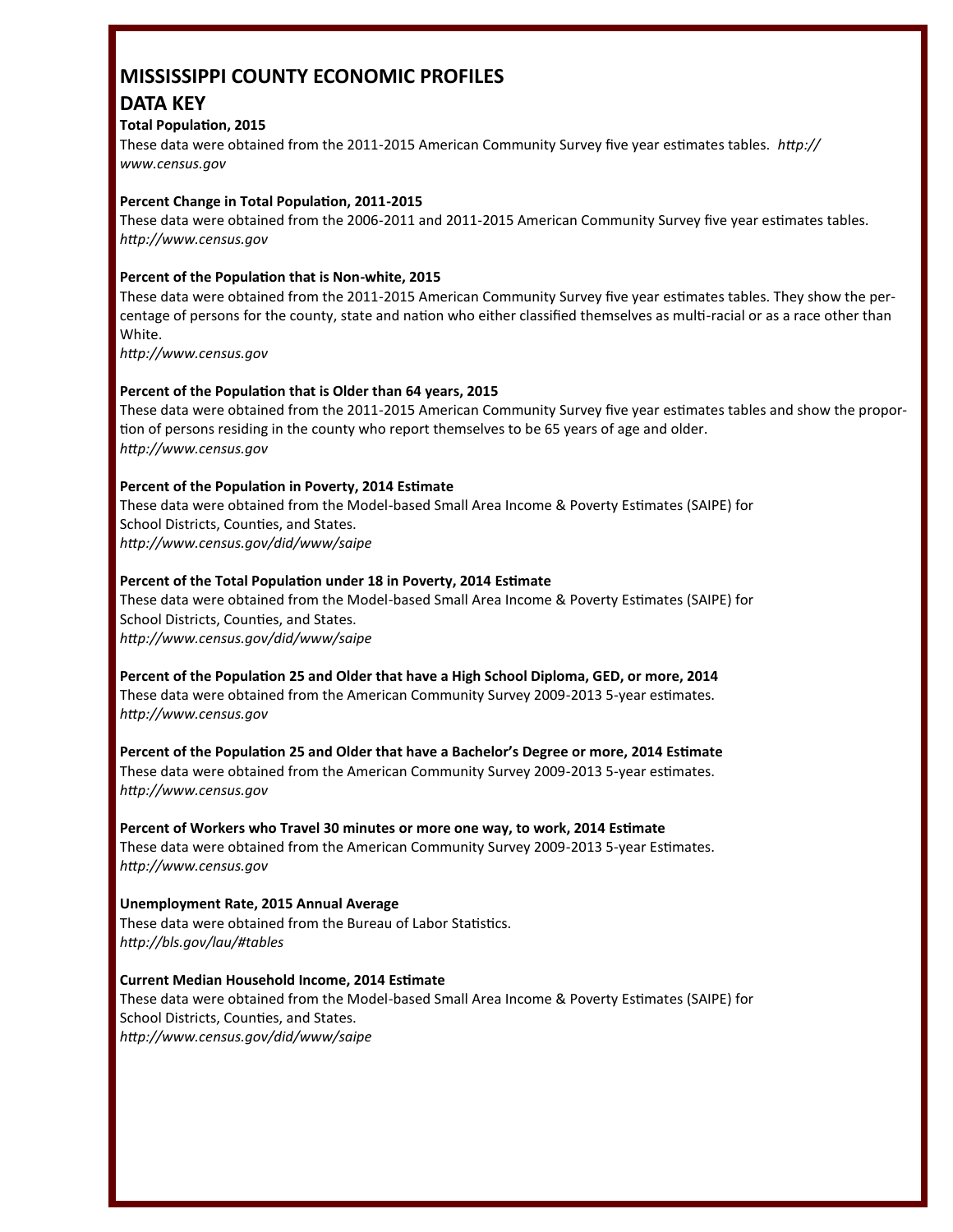# MISSISSIPPI COUNTY ECONOMIC PROFILES

## DATA KEY

**Total Population, 2015**

These data were obtained from the 2011-2015 American Community Survey five year estimates tables. *http://www.census.gov*

**Percent Change in Total Population, 2011-2015**

These data were obtained from the 2006-2011 and 2011-2015 American Community Survey five year estimates tables. *http://www.census.gov*

**Percent of the Population that is Non-white, 2015**

These data were obtained from the 2011-2015 American Community Survey five year estimates tables. They show the percentage of persons for the county, state and nation who either classified themselves as multi-racial or as a race other than White.

*http://www.census.gov*

**Percent of the Population that is Older than 64 years, 2015**

These data were obtained from the 2011-2015 American Community Survey five year estimates tables and show the proportion of persons residing in the county who report themselves to be 65 years of age and older.

*http://www.census.gov*

**Percent of the Population in Poverty, 2014 Estimate**

These data were obtained from the Model-based Small Area Income & Poverty Estimates (SAIPE) for School Districts, Counties, and States.

*http://www.census.gov/did/www/saipe*

**Percent of the Total Population under 18 in Poverty, 2014 Estimate**

These data were obtained from the Model-based Small Area Income & Poverty Estimates (SAIPE) for School Districts, Counties, and States.

*http://www.census.gov/did/www/saipe*

**Percent of the Population 25 and Older that have a High School Diploma, GED, or more, 2014**

These data were obtained from the American Community Survey 2009-2013 5-year estimates.

*http://www.census.gov*

**Percent of the Population 25 and Older that have a Bachelor's Degree or more, 2014 Estimate**

These data were obtained from the American Community Survey 2009-2013 5-year estimates.

*http://www.census.gov*

**Percent of Workers who Travel 30 minutes or more one way, to work, 2014 Estimate**

These data were obtained from the American Community Survey 2009-2013 5-year Estimates.

*http://www.census.gov*

**Unemployment Rate, 2015 Annual Average**

These data were obtained from the Bureau of Labor Statistics.

*http://bls.gov/lau/#tables*

**Current Median Household Income, 2014 Estimate**

These data were obtained from the Model-based Small Area Income & Poverty Estimates (SAIPE) for School Districts, Counties, and States.

*http://www.census.gov/did/www/saipe*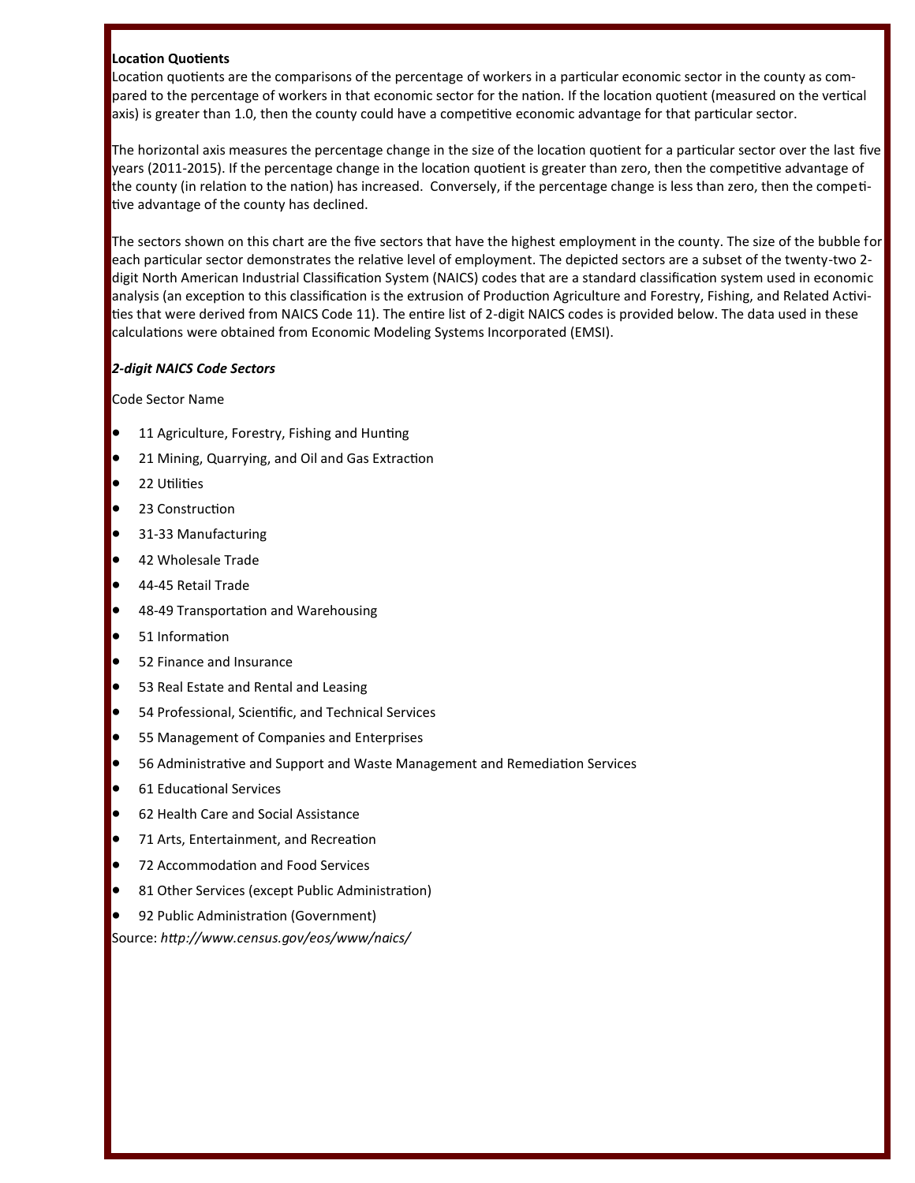**Location Quotients**

Location quotients are the comparisons of the percentage of workers in a particular economic sector in the county as compared to the percentage of workers in that economic sector for the nation. If the location quotient (measured on the vertical axis) is greater than 1.0, then the county could have a competitive economic advantage for that particular sector.

The horizontal axis measures the percentage change in the size of the location quotient for a particular sector over the last five years (2011-2015). If the percentage change in the location quotient is greater than zero, then the competitive advantage of the county (in relation to the nation) has increased. Conversely, if the percentage change is less than zero, then the competitive advantage of the county has declined.

The sectors shown on this chart are the five sectors that have the highest employment in the county. The size of the bubble for each particular sector demonstrates the relative level of employment. The depicted sectors are a subset of the twenty-two 2-digit North American Industrial Classification System (NAICS) codes that are a standard classification system used in economic analysis (an exception to this classification is the extrusion of Production Agriculture and Forestry, Fishing, and Related Activities that were derived from NAICS Code 11). The entire list of 2-digit NAICS codes is provided below. The data used in these calculations were obtained from Economic Modeling Systems Incorporated (EMSI).

***2-digit NAICS Code Sectors***

Code Sector Name

- 11 Agriculture, Forestry, Fishing and Hunting
- 21 Mining, Quarrying, and Oil and Gas Extraction
- 22 Utilities
- 23 Construction
- 31-33 Manufacturing
- 42 Wholesale Trade
- 44-45 Retail Trade
- 48-49 Transportation and Warehousing
- 51 Information
- 52 Finance and Insurance
- 53 Real Estate and Rental and Leasing
- 54 Professional, Scientific, and Technical Services
- 55 Management of Companies and Enterprises
- 56 Administrative and Support and Waste Management and Remediation Services
- 61 Educational Services
- 62 Health Care and Social Assistance
- 71 Arts, Entertainment, and Recreation
- 72 Accommodation and Food Services
- 81 Other Services (except Public Administration)
- 92 Public Administration (Government)

Source: *http://www.census.gov/eos/www/naics/*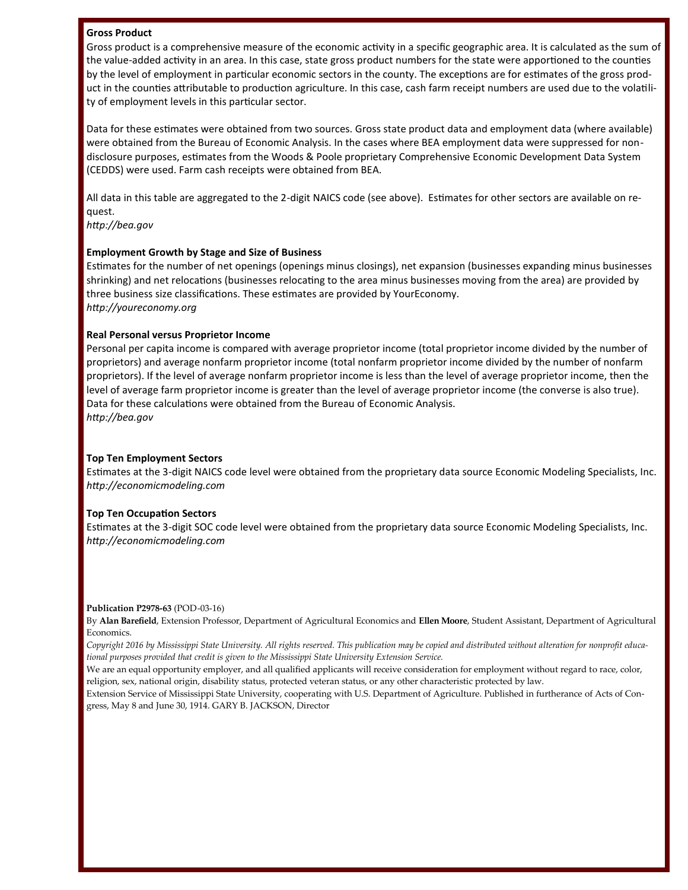**Gross Product**

Gross product is a comprehensive measure of the economic activity in a specific geographic area. It is calculated as the sum of the value-added activity in an area. In this case, state gross product numbers for the state were apportioned to the counties by the level of employment in particular economic sectors in the county. The exceptions are for estimates of the gross product in the counties attributable to production agriculture. In this case, cash farm receipt numbers are used due to the volatility of employment levels in this particular sector.

Data for these estimates were obtained from two sources. Gross state product data and employment data (where available) were obtained from the Bureau of Economic Analysis. In the cases where BEA employment data were suppressed for non-disclosure purposes, estimates from the Woods & Poole proprietary Comprehensive Economic Development Data System (CEDDS) were used. Farm cash receipts were obtained from BEA.

All data in this table are aggregated to the 2-digit NAICS code (see above). Estimates for other sectors are available on request.
*http://bea.gov*

**Employment Growth by Stage and Size of Business**

Estimates for the number of net openings (openings minus closings), net expansion (businesses expanding minus businesses shrinking) and net relocations (businesses relocating to the area minus businesses moving from the area) are provided by three business size classifications. These estimates are provided by YourEconomy.
*http://youreconomy.org*

**Real Personal versus Proprietor Income**

Personal per capita income is compared with average proprietor income (total proprietor income divided by the number of proprietors) and average nonfarm proprietor income (total nonfarm proprietor income divided by the number of nonfarm proprietors). If the level of average nonfarm proprietor income is less than the level of average proprietor income, then the level of average farm proprietor income is greater than the level of average proprietor income (the converse is also true). Data for these calculations were obtained from the Bureau of Economic Analysis.
*http://bea.gov*

**Top Ten Employment Sectors**

Estimates at the 3-digit NAICS code level were obtained from the proprietary data source Economic Modeling Specialists, Inc.
*http://economicmodeling.com*

**Top Ten Occupation Sectors**

Estimates at the 3-digit SOC code level were obtained from the proprietary data source Economic Modeling Specialists, Inc.
*http://economicmodeling.com*

**Publication P2978-63** (POD-03-16)

By **Alan Barefield**, Extension Professor, Department of Agricultural Economics and **Ellen Moore**, Student Assistant, Department of Agricultural Economics.

*Copyright 2016 by Mississippi State University. All rights reserved. This publication may be copied and distributed without alteration for nonprofit educational purposes provided that credit is given to the Mississippi State University Extension Service.*

We are an equal opportunity employer, and all qualified applicants will receive consideration for employment without regard to race, color, religion, sex, national origin, disability status, protected veteran status, or any other characteristic protected by law.

Extension Service of Mississippi State University, cooperating with U.S. Department of Agriculture. Published in furtherance of Acts of Congress, May 8 and June 30, 1914. GARY B. JACKSON, Director